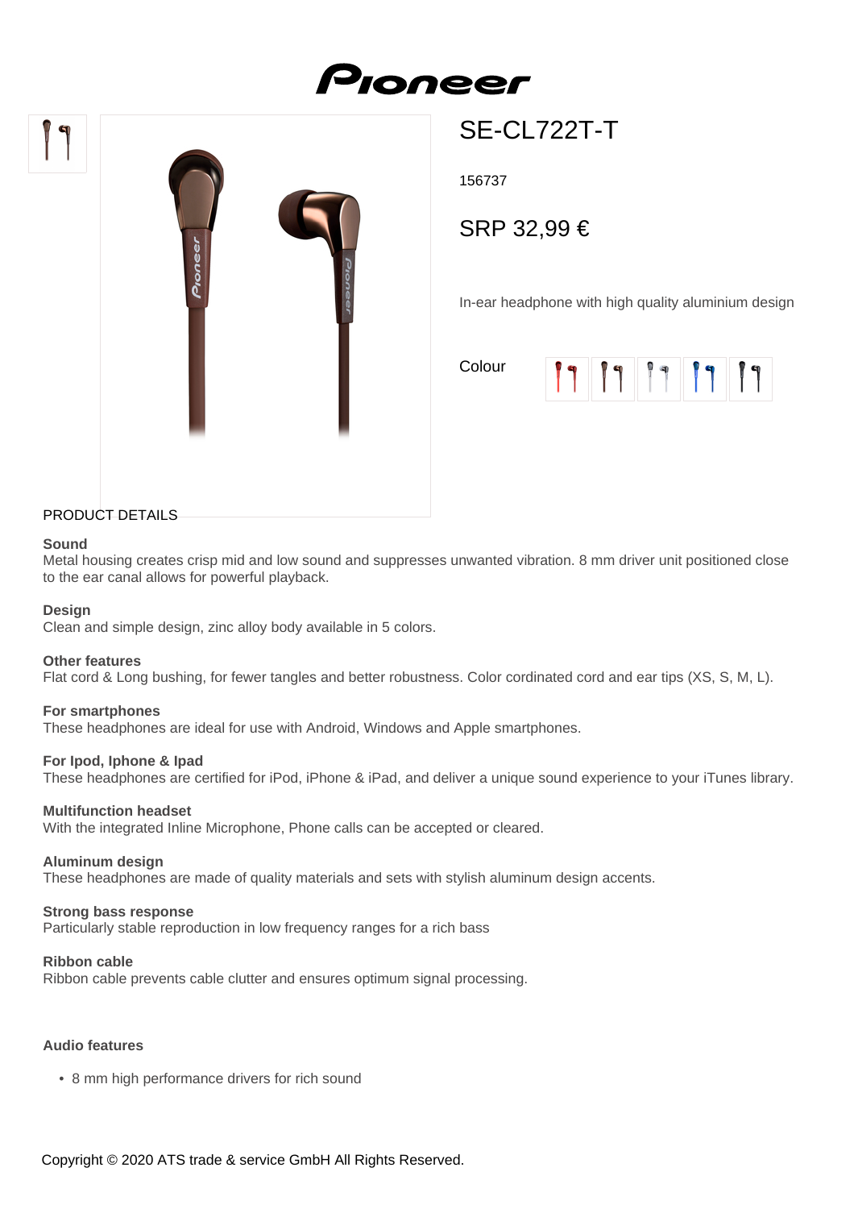# SE-CL722T-T

156737

SRP 32,99 €

In-ear headphone with high quality aluminium design

Colour

## PRODUCT DETAILS

**Sound**
Metal housing creates crisp mid and low sound and suppresses unwanted vibration. 8 mm driver unit positioned close to the ear canal allows for powerful playback.

**Design**
Clean and simple design, zinc alloy body available in 5 colors.

**Other features**
Flat cord & Long bushing, for fewer tangles and better robustness. Color cordinated cord and ear tips (XS, S, M, L).

**For smartphones**
These headphones are ideal for use with Android, Windows and Apple smartphones.

**For Ipod, Iphone & Ipad**
These headphones are certified for iPod, iPhone & iPad, and deliver a unique sound experience to your iTunes library.

**Multifunction headset**
With the integrated Inline Microphone, Phone calls can be accepted or cleared.

**Aluminum design**
These headphones are made of quality materials and sets with stylish aluminum design accents.

**Strong bass response**
Particularly stable reproduction in low frequency ranges for a rich bass

**Ribbon cable**
Ribbon cable prevents cable clutter and ensures optimum signal processing.

**Audio features**

- 8 mm high performance drivers for rich sound

Copyright © 2020 ATS trade & service GmbH All Rights Reserved.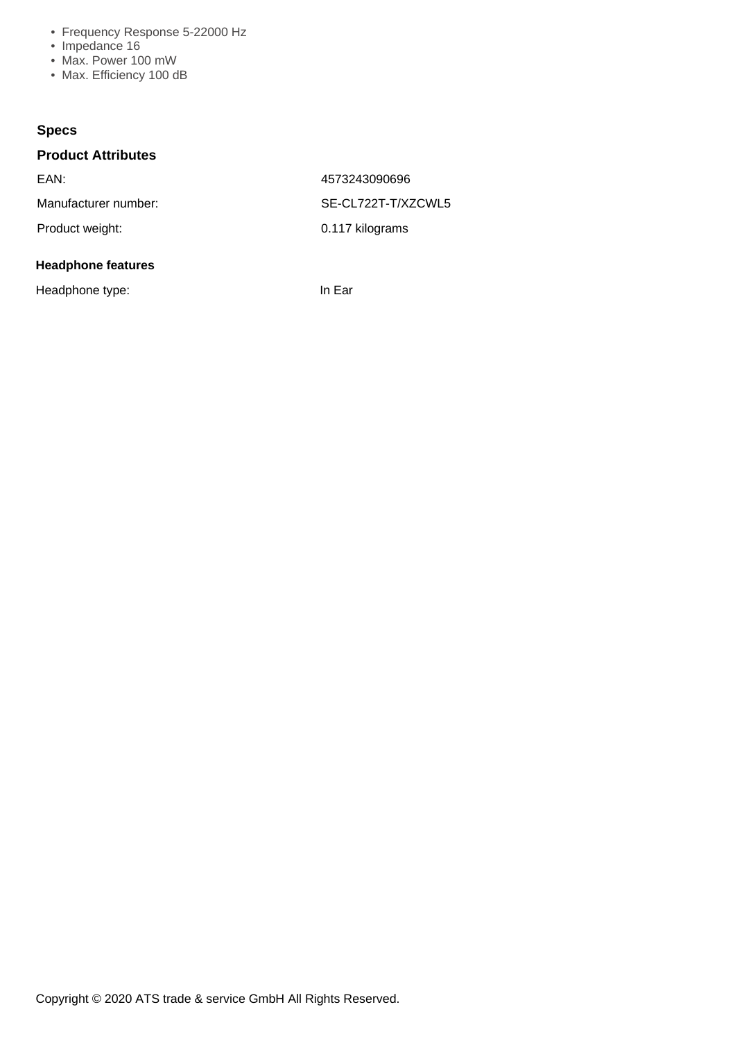- Frequency Response 5-22000 Hz
- Impedance 16
- Max. Power 100 mW
- Max. Efficiency 100 dB

## Specs

### Product Attributes

| | |
|---|---|
| EAN: | 4573243090696 |
| Manufacturer number: | SE-CL722T-T/XZCWL5 |
| Product weight: | 0.117 kilograms |

### Headphone features

| | |
|---|---|
| Headphone type: | In Ear |

Copyright © 2020 ATS trade & service GmbH All Rights Reserved.